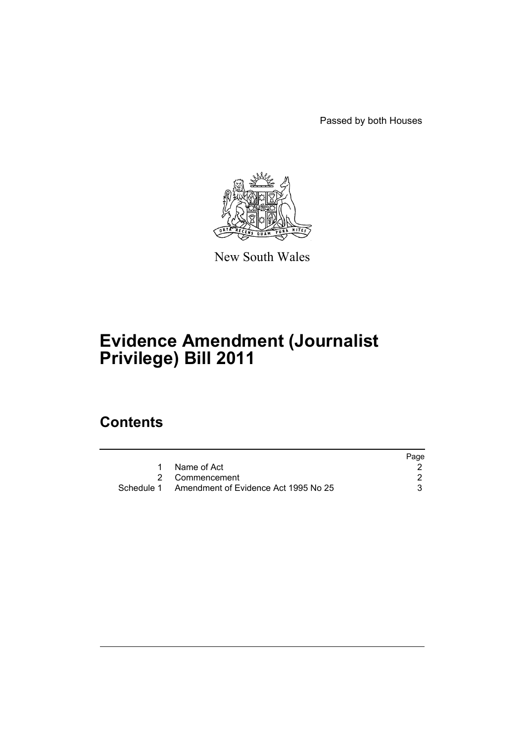Passed by both Houses

New South Wales

# Evidence Amendment (Journalist Privilege) Bill 2011

## Contents

| | | Page |
|---|---|---|
| 1 | Name of Act | 2 |
| 2 | Commencement | 2 |
| Schedule 1 | Amendment of Evidence Act 1995 No 25 | 3 |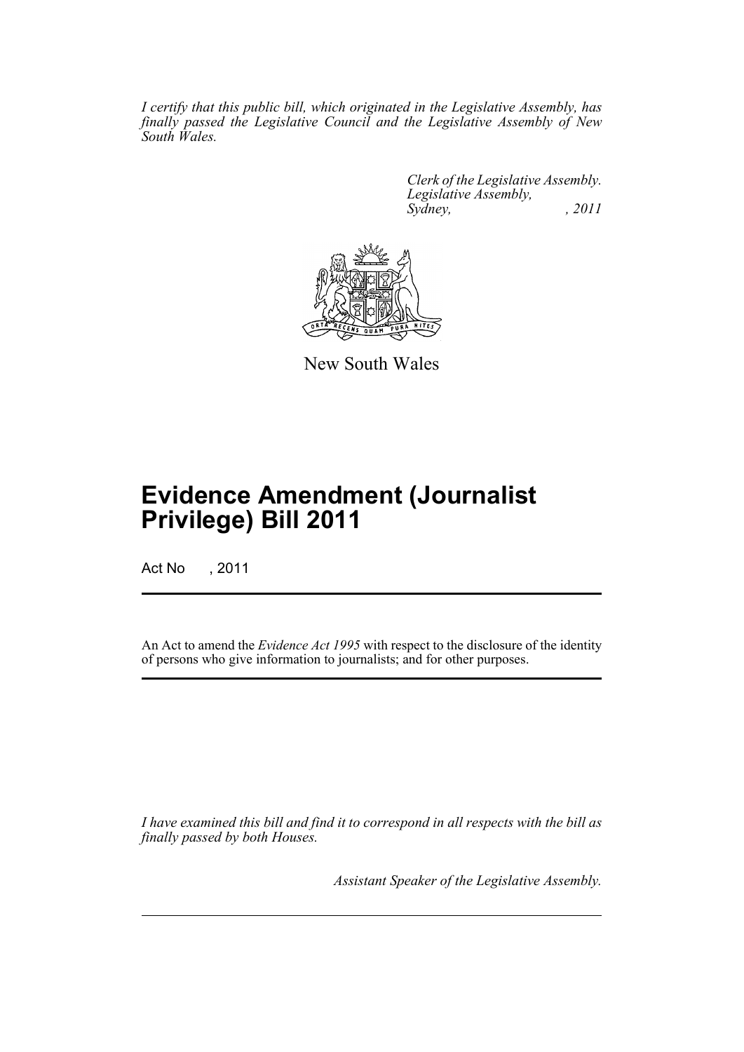*I certify that this public bill, which originated in the Legislative Assembly, has finally passed the Legislative Council and the Legislative Assembly of New South Wales.*

*Clerk of the Legislative Assembly.*
*Legislative Assembly,*
*Sydney, , 2011*

New South Wales

# Evidence Amendment (Journalist Privilege) Bill 2011

Act No , 2011

An Act to amend the *Evidence Act 1995* with respect to the disclosure of the identity of persons who give information to journalists; and for other purposes.

*I have examined this bill and find it to correspond in all respects with the bill as finally passed by both Houses.*

*Assistant Speaker of the Legislative Assembly.*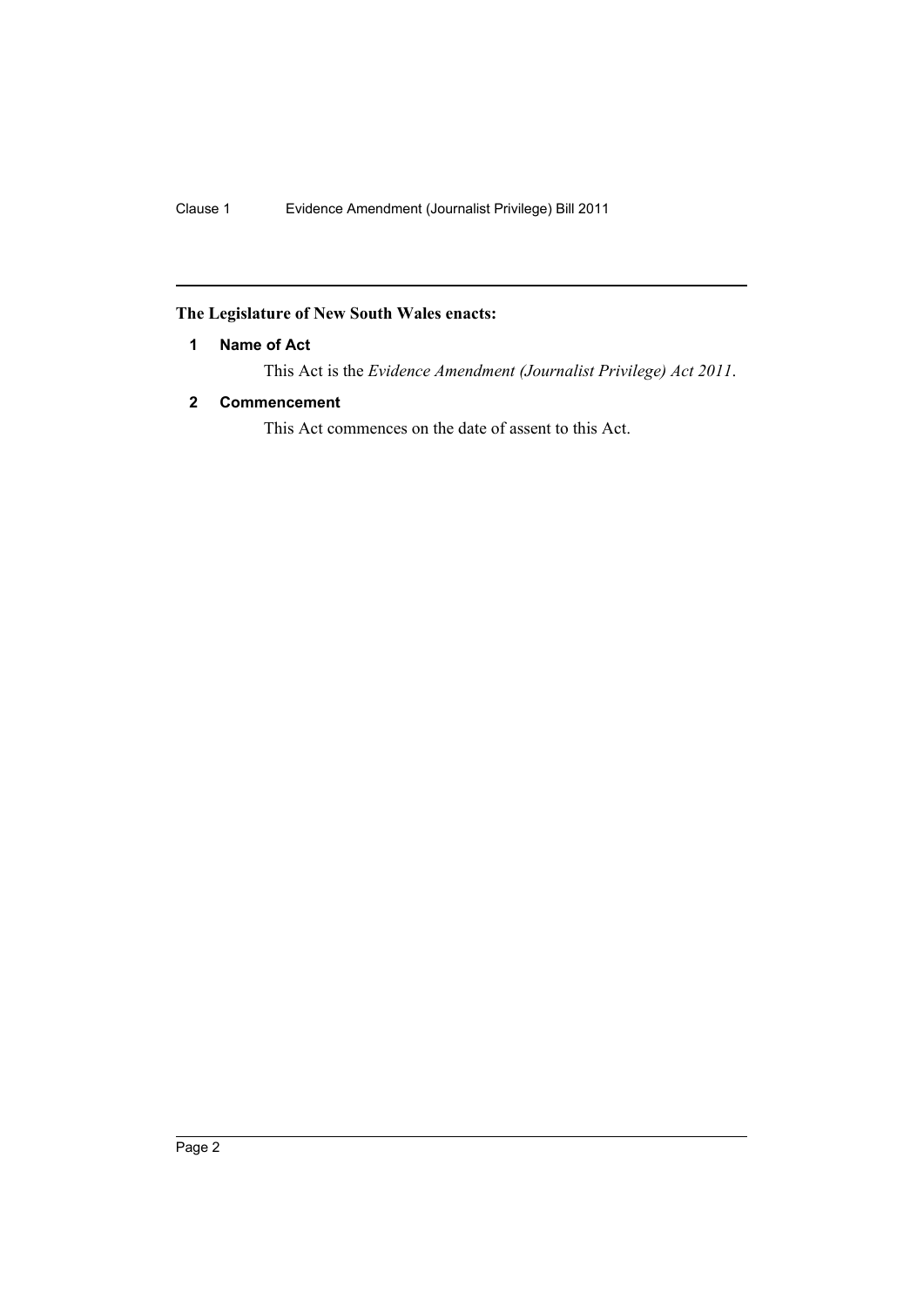**The Legislature of New South Wales enacts:**

**1 Name of Act**

This Act is the *Evidence Amendment (Journalist Privilege) Act 2011*.

**2 Commencement**

This Act commences on the date of assent to this Act.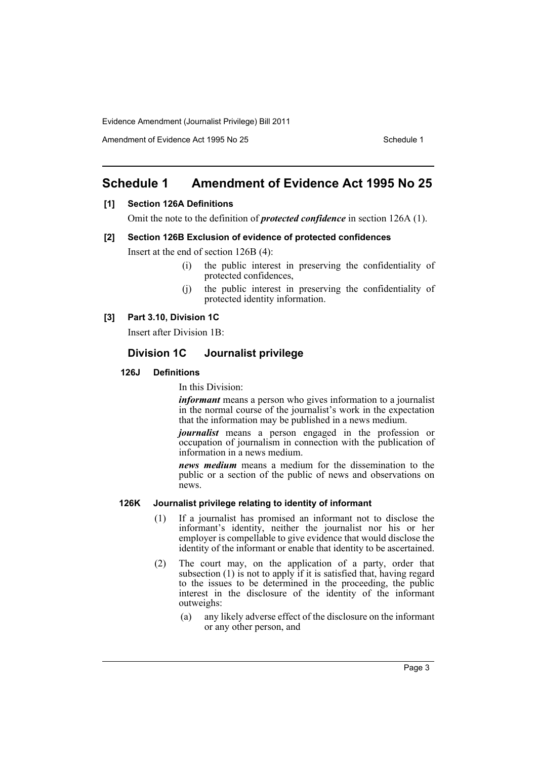# Schedule 1 Amendment of Evidence Act 1995 No 25

**[1] Section 126A Definitions**

Omit the note to the definition of ***protected confidence*** in section 126A (1).

**[2] Section 126B Exclusion of evidence of protected confidences**

Insert at the end of section 126B (4):

> (i) the public interest in preserving the confidentiality of protected confidences,
>
> (j) the public interest in preserving the confidentiality of protected identity information.

**[3] Part 3.10, Division 1C**

Insert after Division 1B:

## Division 1C Journalist privilege

### 126J Definitions

In this Division:

***informant*** means a person who gives information to a journalist in the normal course of the journalist's work in the expectation that the information may be published in a news medium.

***journalist*** means a person engaged in the profession or occupation of journalism in connection with the publication of information in a news medium.

***news medium*** means a medium for the dissemination to the public or a section of the public of news and observations on news.

### 126K Journalist privilege relating to identity of informant

(1) If a journalist has promised an informant not to disclose the informant's identity, neither the journalist nor his or her employer is compellable to give evidence that would disclose the identity of the informant or enable that identity to be ascertained.

(2) The court may, on the application of a party, order that subsection (1) is not to apply if it is satisfied that, having regard to the issues to be determined in the proceeding, the public interest in the disclosure of the identity of the informant outweighs:

(a) any likely adverse effect of the disclosure on the informant or any other person, and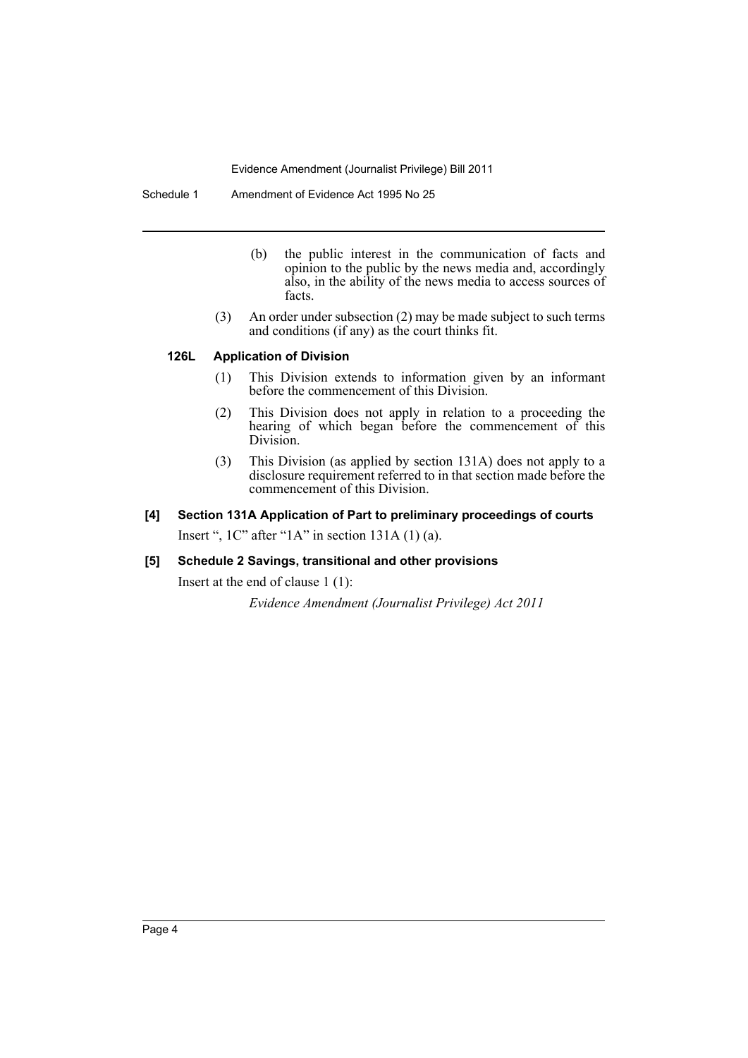(b) the public interest in the communication of facts and opinion to the public by the news media and, accordingly also, in the ability of the news media to access sources of facts.

(3) An order under subsection (2) may be made subject to such terms and conditions (if any) as the court thinks fit.

#### 126L Application of Division

(1) This Division extends to information given by an informant before the commencement of this Division.

(2) This Division does not apply in relation to a proceeding the hearing of which began before the commencement of this Division.

(3) This Division (as applied by section 131A) does not apply to a disclosure requirement referred to in that section made before the commencement of this Division.

### [4] Section 131A Application of Part to preliminary proceedings of courts

Insert ", 1C" after "1A" in section 131A (1) (a).

### [5] Schedule 2 Savings, transitional and other provisions

Insert at the end of clause 1 (1):

*Evidence Amendment (Journalist Privilege) Act 2011*